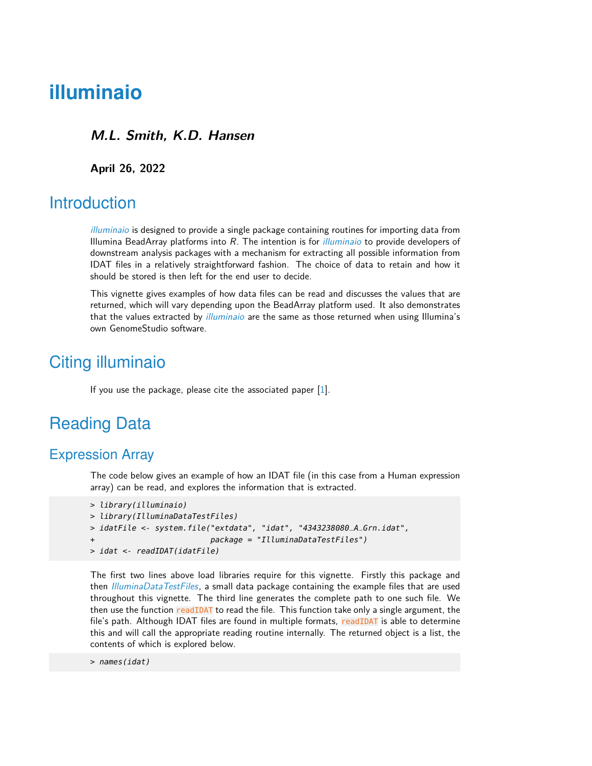# illuminaio

***M.L. Smith, K.D. Hansen***

**April 26, 2022**

## Introduction

*illuminaio* is designed to provide a single package containing routines for importing data from Illumina BeadArray platforms into *R*. The intention is for *illuminaio* to provide developers of downstream analysis packages with a mechanism for extracting all possible information from IDAT files in a relatively straightforward fashion. The choice of data to retain and how it should be stored is then left for the end user to decide.

This vignette gives examples of how data files can be read and discusses the values that are returned, which will vary depending upon the BeadArray platform used. It also demonstrates that the values extracted by *illuminaio* are the same as those returned when using Illumina's own GenomeStudio software.

## Citing illuminaio

If you use the package, please cite the associated paper [1].

## Reading Data

### Expression Array

The code below gives an example of how an IDAT file (in this case from a Human expression array) can be read, and explores the information that is extracted.

```
> library(illuminaio)
> library(IlluminaDataTestFiles)
> idatFile <- system.file("extdata", "idat", "4343238080_A_Grn.idat",
+                         package = "IlluminaDataTestFiles")
> idat <- readIDAT(idatFile)
```

The first two lines above load libraries require for this vignette. Firstly this package and then *IlluminaDataTestFiles*, a small data package containing the example files that are used throughout this vignette. The third line generates the complete path to one such file. We then use the function `readIDAT` to read the file. This function take only a single argument, the file's path. Although IDAT files are found in multiple formats, `readIDAT` is able to determine this and will call the appropriate reading routine internally. The returned object is a list, the contents of which is explored below.

```
> names(idat)
```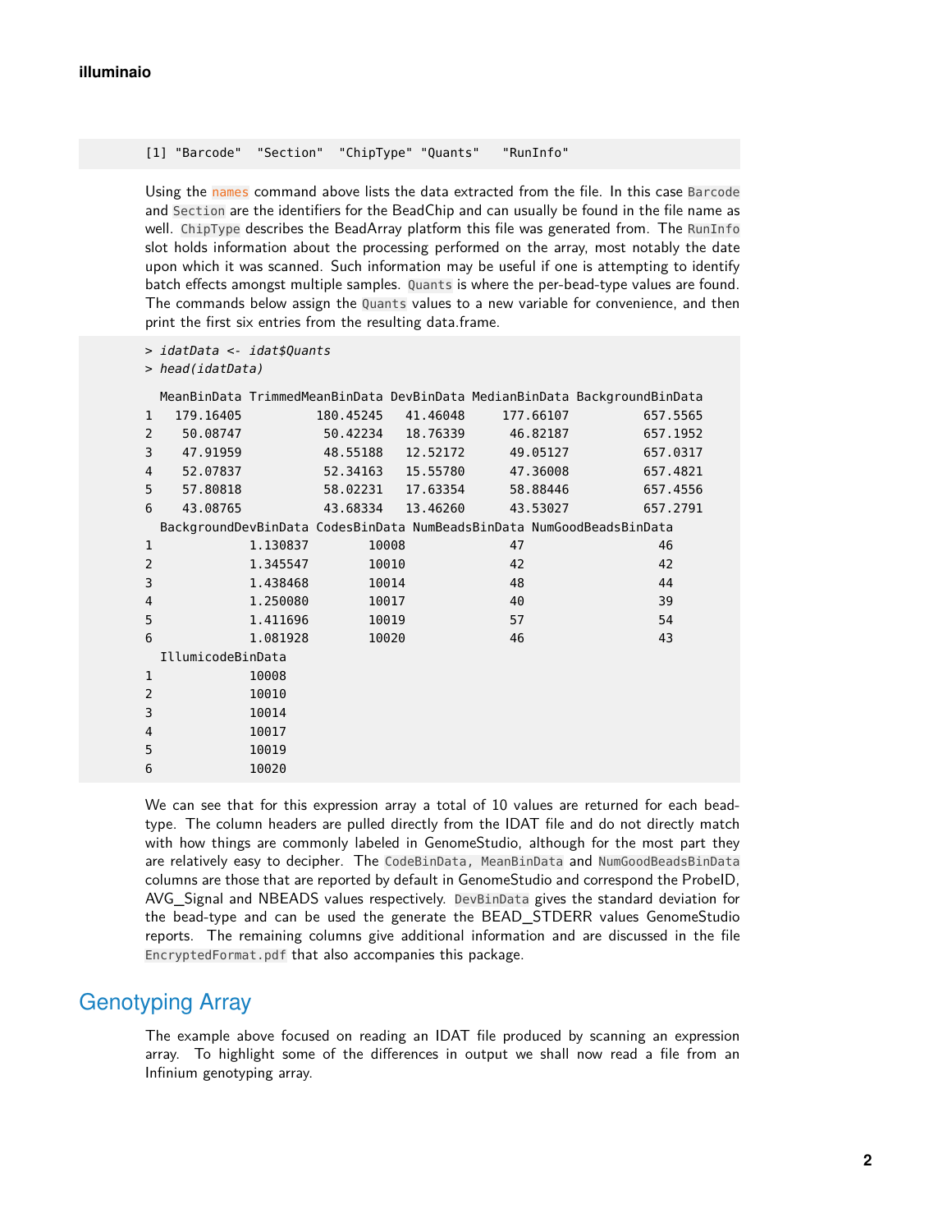```
[1] "Barcode"  "Section"  "ChipType" "Quants"   "RunInfo"
```

Using the names command above lists the data extracted from the file. In this case Barcode and Section are the identifiers for the BeadChip and can usually be found in the file name as well. ChipType describes the BeadArray platform this file was generated from. The RunInfo slot holds information about the processing performed on the array, most notably the date upon which it was scanned. Such information may be useful if one is attempting to identify batch effects amongst multiple samples. Quants is where the per-bead-type values are found. The commands below assign the Quants values to a new variable for convenience, and then print the first six entries from the resulting data.frame.

```
> idatData <- idat$Quants
> head(idatData)
  MeanBinData TrimmedMeanBinData DevBinData MedianBinData BackgroundBinData
1   179.16405          180.45245   41.46048     177.66107          657.5565
2    50.08747           50.42234   18.76339      46.82187          657.1952
3    47.91959           48.55188   12.52172      49.05127          657.0317
4    52.07837           52.34163   15.55780      47.36008          657.4821
5    57.80818           58.02231   17.63354      58.88446          657.4556
6    43.08765           43.68334   13.46260      43.53027          657.2791
  BackgroundDevBinData CodesBinData NumBeadsBinData NumGoodBeadsBinData
1             1.130837        10008              47                  46
2             1.345547        10010              42                  42
3             1.438468        10014              48                  44
4             1.250080        10017              40                  39
5             1.411696        10019              57                  54
6             1.081928        10020              46                  43
  IllumicodeBinData
1             10008
2             10010
3             10014
4             10017
5             10019
6             10020
```

We can see that for this expression array a total of 10 values are returned for each bead-type. The column headers are pulled directly from the IDAT file and do not directly match with how things are commonly labeled in GenomeStudio, although for the most part they are relatively easy to decipher. The CodeBinData, MeanBinData and NumGoodBeadsBinData columns are those that are reported by default in GenomeStudio and correspond the ProbeID, AVG_Signal and NBEADS values respectively. DevBinData gives the standard deviation for the bead-type and can be used the generate the BEAD_STDERR values GenomeStudio reports. The remaining columns give additional information and are discussed in the file EncryptedFormat.pdf that also accompanies this package.

## Genotyping Array

The example above focused on reading an IDAT file produced by scanning an expression array. To highlight some of the differences in output we shall now read a file from an Infinium genotyping array.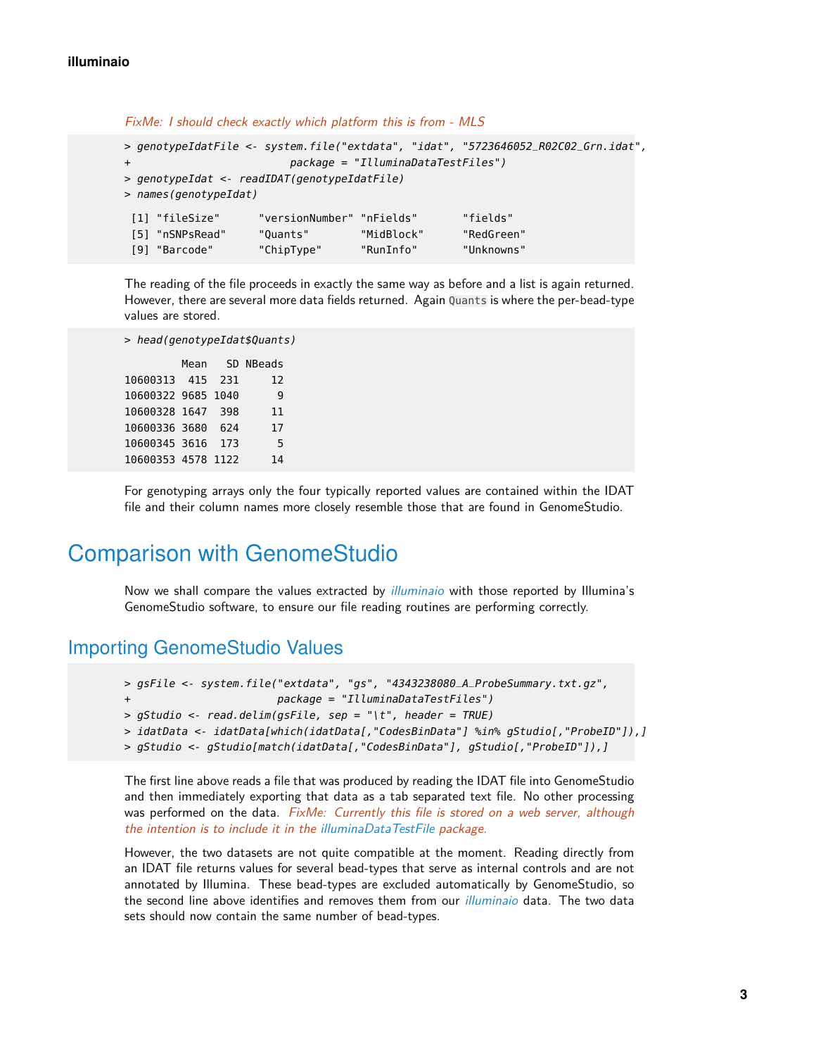*FixMe: I should check exactly which platform this is from - MLS*

```
> genotypeIdatFile <- system.file("extdata", "idat", "5723646052_R02C02_Grn.idat",
+                           package = "IlluminaDataTestFiles")
> genotypeIdat <- readIDAT(genotypeIdatFile)
> names(genotypeIdat)

 [1] "fileSize"      "versionNumber" "nFields"       "fields"
 [5] "nSNPsRead"     "Quants"        "MidBlock"      "RedGreen"
 [9] "Barcode"       "ChipType"      "RunInfo"       "Unknowns"
```

The reading of the file proceeds in exactly the same way as before and a list is again returned. However, there are several more data fields returned. Again `Quants` is where the per-bead-type values are stored.

```
> head(genotypeIdat$Quants)

         Mean   SD NBeads
10600313  415  231     12
10600322 9685 1040      9
10600328 1647  398     11
10600336 3680  624     17
10600345 3616  173      5
10600353 4578 1122     14
```

For genotyping arrays only the four typically reported values are contained within the IDAT file and their column names more closely resemble those that are found in GenomeStudio.

# Comparison with GenomeStudio

Now we shall compare the values extracted by *illuminaio* with those reported by Illumina's GenomeStudio software, to ensure our file reading routines are performing correctly.

## Importing GenomeStudio Values

```
> gsFile <- system.file("extdata", "gs", "4343238080_A_ProbeSummary.txt.gz",
+                       package = "IlluminaDataTestFiles")
> gStudio <- read.delim(gsFile, sep = "\t", header = TRUE)
> idatData <- idatData[which(idatData[,"CodesBinData"] %in% gStudio[,"ProbeID"]),]
> gStudio <- gStudio[match(idatData[,"CodesBinData"], gStudio[,"ProbeID"]),]
```

The first line above reads a file that was produced by reading the IDAT file into GenomeStudio and then immediately exporting that data as a tab separated text file. No other processing was performed on the data. *FixMe: Currently this file is stored on a web server, although the intention is to include it in the illuminaDataTestFile package.*

However, the two datasets are not quite compatible at the moment. Reading directly from an IDAT file returns values for several bead-types that serve as internal controls and are not annotated by Illumina. These bead-types are excluded automatically by GenomeStudio, so the second line above identifies and removes them from our *illuminaio* data. The two data sets should now contain the same number of bead-types.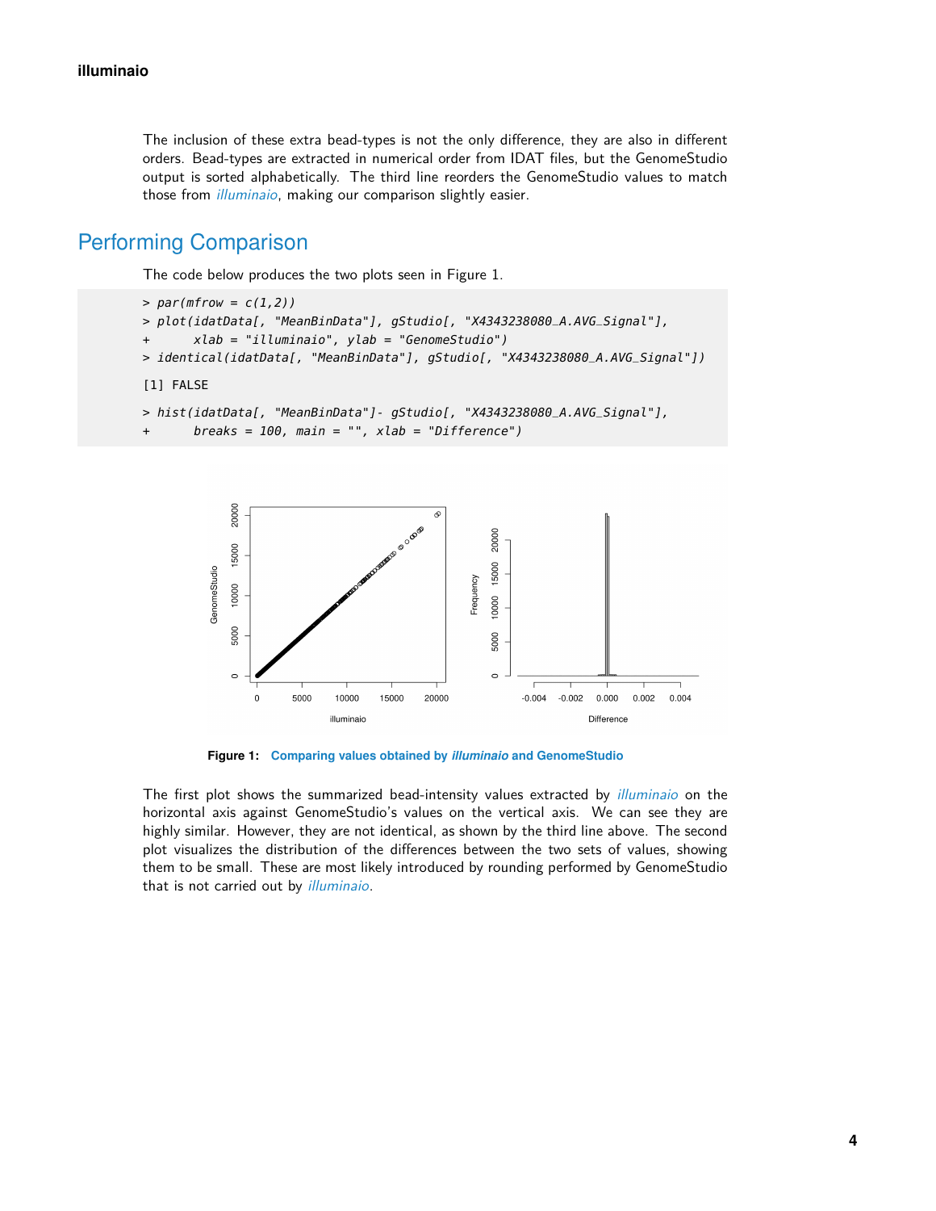The inclusion of these extra bead-types is not the only difference, they are also in different orders. Bead-types are extracted in numerical order from IDAT files, but the GenomeStudio output is sorted alphabetically. The third line reorders the GenomeStudio values to match those from *illuminaio*, making our comparison slightly easier.

## Performing Comparison

The code below produces the two plots seen in Figure 1.

```
> par(mfrow = c(1,2))
> plot(idatData[, "MeanBinData"], gStudio[, "X4343238080_A.AVG_Signal"],
+      xlab = "illuminaio", ylab = "GenomeStudio")
> identical(idatData[, "MeanBinData"], gStudio[, "X4343238080_A.AVG_Signal"])

[1] FALSE

> hist(idatData[, "MeanBinData"]- gStudio[, "X4343238080_A.AVG_Signal"],
+      breaks = 100, main = "", xlab = "Difference")
```

**Figure 1: Comparing values obtained by *illuminaio* and GenomeStudio**

The first plot shows the summarized bead-intensity values extracted by *illuminaio* on the horizontal axis against GenomeStudio's values on the vertical axis. We can see they are highly similar. However, they are not identical, as shown by the third line above. The second plot visualizes the distribution of the differences between the two sets of values, showing them to be small. These are most likely introduced by rounding performed by GenomeStudio that is not carried out by *illuminaio*.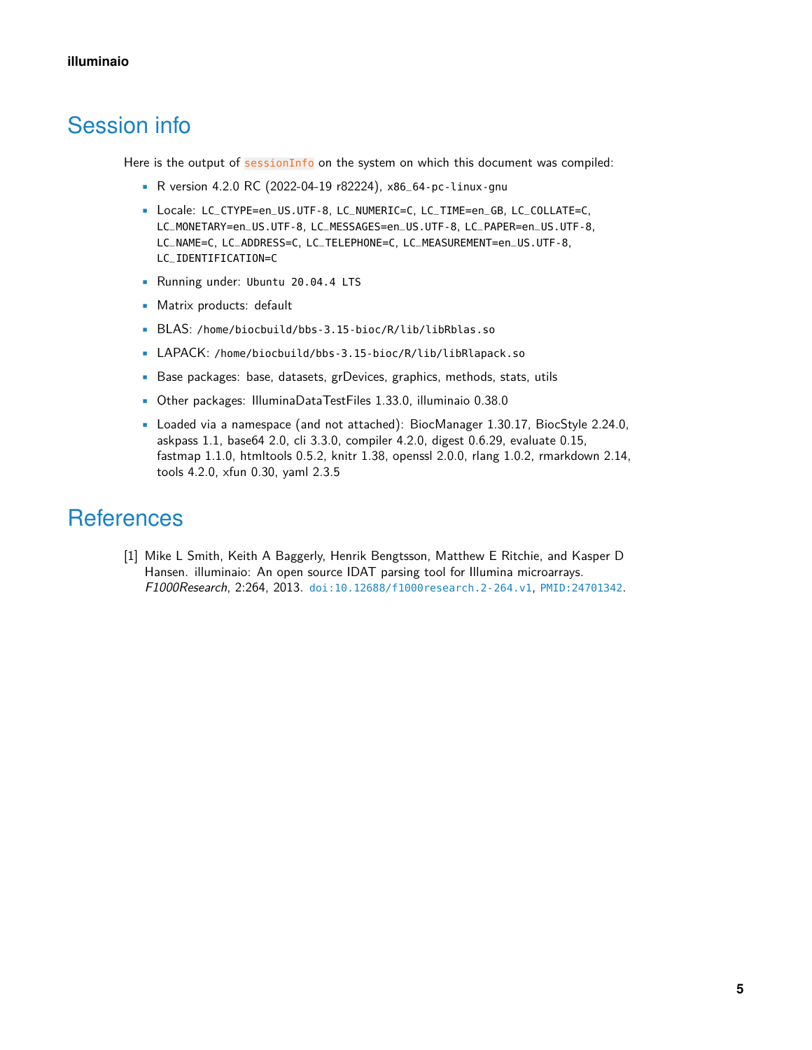# Session info

Here is the output of `sessionInfo` on the system on which this document was compiled:

- R version 4.2.0 RC (2022-04-19 r82224), `x86_64-pc-linux-gnu`
- Locale: `LC_CTYPE=en_US.UTF-8`, `LC_NUMERIC=C`, `LC_TIME=en_GB`, `LC_COLLATE=C`, `LC_MONETARY=en_US.UTF-8`, `LC_MESSAGES=en_US.UTF-8`, `LC_PAPER=en_US.UTF-8`, `LC_NAME=C`, `LC_ADDRESS=C`, `LC_TELEPHONE=C`, `LC_MEASUREMENT=en_US.UTF-8`, `LC_IDENTIFICATION=C`
- Running under: `Ubuntu 20.04.4 LTS`
- Matrix products: default
- BLAS: `/home/biocbuild/bbs-3.15-bioc/R/lib/libRblas.so`
- LAPACK: `/home/biocbuild/bbs-3.15-bioc/R/lib/libRlapack.so`
- Base packages: base, datasets, grDevices, graphics, methods, stats, utils
- Other packages: IlluminaDataTestFiles 1.33.0, illuminaio 0.38.0
- Loaded via a namespace (and not attached): BiocManager 1.30.17, BiocStyle 2.24.0, askpass 1.1, base64 2.0, cli 3.3.0, compiler 4.2.0, digest 0.6.29, evaluate 0.15, fastmap 1.1.0, htmltools 0.5.2, knitr 1.38, openssl 2.0.0, rlang 1.0.2, rmarkdown 2.14, tools 4.2.0, xfun 0.30, yaml 2.3.5

# References

[1] Mike L Smith, Keith A Baggerly, Henrik Bengtsson, Matthew E Ritchie, and Kasper D Hansen. illuminaio: An open source IDAT parsing tool for Illumina microarrays. *F1000Research*, 2:264, 2013. `doi:10.12688/f1000research.2-264.v1`, `PMID:24701342`.